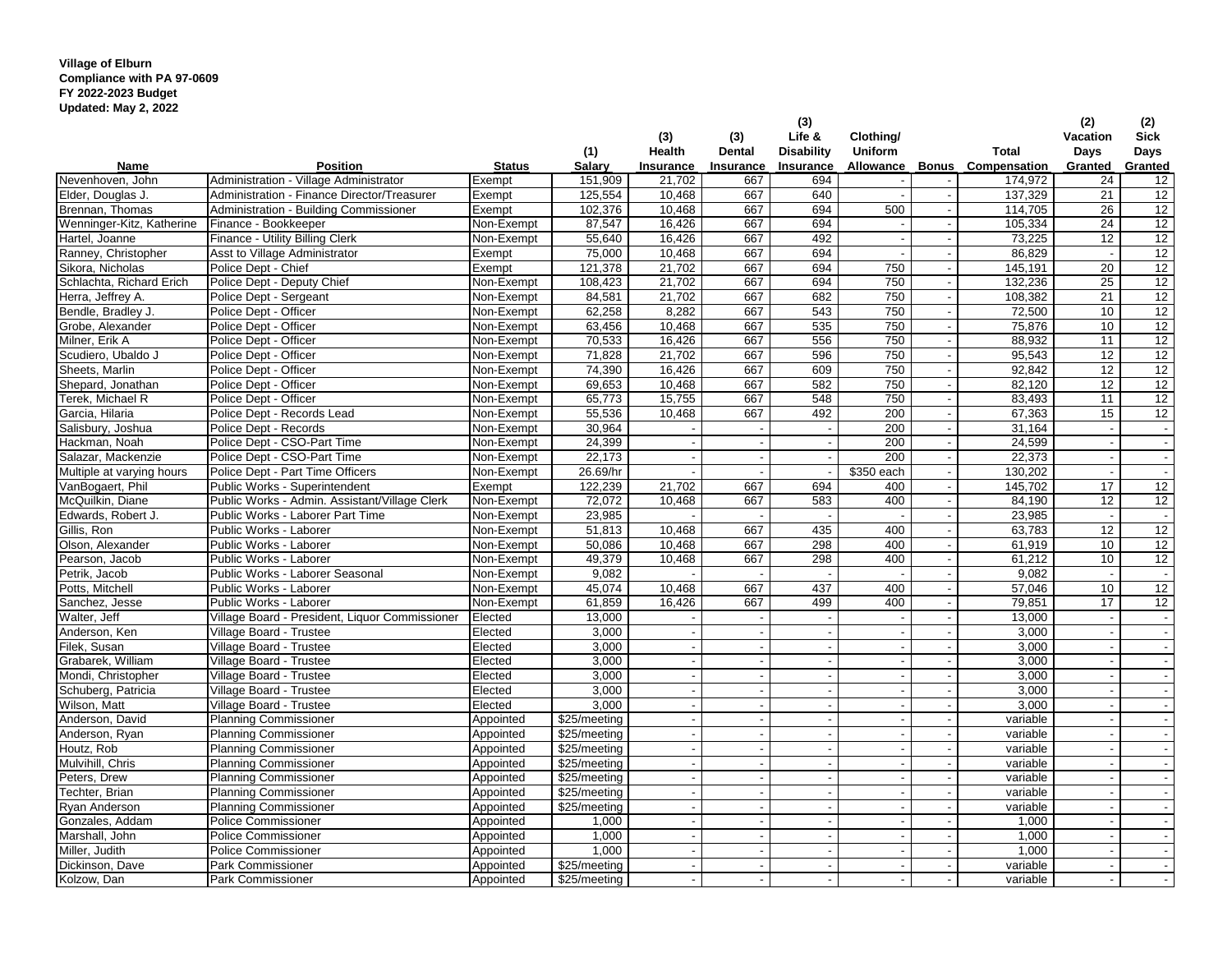**Village of Elburn**
**Compliance with PA 97-0609**
**FY 2022-2023 Budget**
**Updated: May 2, 2022**

| Name | Position | Status | (1) Salary | (3) Health Insurance | (3) Dental Insurance | (3) Life & Disability Insurance | Clothing/ Uniform Allowance | Bonus | Total Compensation | (2) Vacation Days Granted | (2) Sick Days Granted |
|---|---|---|---|---|---|---|---|---|---|---|---|
| Nevenhoven, John | Administration - Village Administrator | Exempt | 151,909 | 21,702 | 667 | 694 | - | - | 174,972 | 24 | 12 |
| Elder, Douglas J. | Administration - Finance Director/Treasurer | Exempt | 125,554 | 10,468 | 667 | 640 | - | - | 137,329 | 21 | 12 |
| Brennan, Thomas | Administration - Building Commissioner | Exempt | 102,376 | 10,468 | 667 | 694 | 500 | - | 114,705 | 26 | 12 |
| Wenninger-Kitz, Katherine | Finance - Bookkeeper | Non-Exempt | 87,547 | 16,426 | 667 | 694 | - | - | 105,334 | 24 | 12 |
| Hartel, Joanne | Finance - Utility Billing Clerk | Non-Exempt | 55,640 | 16,426 | 667 | 492 | - | - | 73,225 | 12 | 12 |
| Ranney, Christopher | Asst to Village Administrator | Exempt | 75,000 | 10,468 | 667 | 694 | - | - | 86,829 | - | 12 |
| Sikora, Nicholas | Police Dept - Chief | Exempt | 121,378 | 21,702 | 667 | 694 | 750 | - | 145,191 | 20 | 12 |
| Schlachta, Richard Erich | Police Dept - Deputy Chief | Non-Exempt | 108,423 | 21,702 | 667 | 694 | 750 | - | 132,236 | 25 | 12 |
| Herra, Jeffrey A. | Police Dept - Sergeant | Non-Exempt | 84,581 | 21,702 | 667 | 682 | 750 | - | 108,382 | 21 | 12 |
| Bendle, Bradley J. | Police Dept - Officer | Non-Exempt | 62,258 | 8,282 | 667 | 543 | 750 | - | 72,500 | 10 | 12 |
| Grobe, Alexander | Police Dept - Officer | Non-Exempt | 63,456 | 10,468 | 667 | 535 | 750 | - | 75,876 | 10 | 12 |
| Milner, Erik A | Police Dept - Officer | Non-Exempt | 70,533 | 16,426 | 667 | 556 | 750 | - | 88,932 | 11 | 12 |
| Scudiero, Ubaldo J | Police Dept - Officer | Non-Exempt | 71,828 | 21,702 | 667 | 596 | 750 | - | 95,543 | 12 | 12 |
| Sheets, Marlin | Police Dept - Officer | Non-Exempt | 74,390 | 16,426 | 667 | 609 | 750 | - | 92,842 | 12 | 12 |
| Shepard, Jonathan | Police Dept - Officer | Non-Exempt | 69,653 | 10,468 | 667 | 582 | 750 | - | 82,120 | 12 | 12 |
| Terek, Michael R | Police Dept - Officer | Non-Exempt | 65,773 | 15,755 | 667 | 548 | 750 | - | 83,493 | 11 | 12 |
| Garcia, Hilaria | Police Dept - Records Lead | Non-Exempt | 55,536 | 10,468 | 667 | 492 | 200 | - | 67,363 | 15 | 12 |
| Salisbury, Joshua | Police Dept - Records | Non-Exempt | 30,964 | - | - | - | 200 | - | 31,164 | - | - |
| Hackman, Noah | Police Dept - CSO-Part Time | Non-Exempt | 24,399 | - | - | - | 200 | - | 24,599 | - | - |
| Salazar, Mackenzie | Police Dept - CSO-Part Time | Non-Exempt | 22,173 | - | - | - | 200 | - | 22,373 | - | - |
| Multiple at varying hours | Police Dept - Part Time Officers | Non-Exempt | 26.69/hr | - | - | - | $350 each | - | 130,202 | - | - |
| VanBogaert, Phil | Public Works - Superintendent | Exempt | 122,239 | 21,702 | 667 | 694 | 400 | - | 145,702 | 17 | 12 |
| McQuilkin, Diane | Public Works - Admin. Assistant/Village Clerk | Non-Exempt | 72,072 | 10,468 | 667 | 583 | 400 | - | 84,190 | 12 | 12 |
| Edwards, Robert J. | Public Works - Laborer Part Time | Non-Exempt | 23,985 | - | - | - | - | - | 23,985 | - | - |
| Gillis, Ron | Public Works - Laborer | Non-Exempt | 51,813 | 10,468 | 667 | 435 | 400 | - | 63,783 | 12 | 12 |
| Olson, Alexander | Public Works - Laborer | Non-Exempt | 50,086 | 10,468 | 667 | 298 | 400 | - | 61,919 | 10 | 12 |
| Pearson, Jacob | Public Works - Laborer | Non-Exempt | 49,379 | 10,468 | 667 | 298 | 400 | - | 61,212 | 10 | 12 |
| Petrik, Jacob | Public Works - Laborer Seasonal | Non-Exempt | 9,082 | - | - | - | - | - | 9,082 | - | - |
| Potts, Mitchell | Public Works - Laborer | Non-Exempt | 45,074 | 10,468 | 667 | 437 | 400 | - | 57,046 | 10 | 12 |
| Sanchez, Jesse | Public Works - Laborer | Non-Exempt | 61,859 | 16,426 | 667 | 499 | 400 | - | 79,851 | 17 | 12 |
| Walter, Jeff | Village Board - President, Liquor Commissioner | Elected | 13,000 | - | - | - | - | - | 13,000 | - | - |
| Anderson, Ken | Village Board - Trustee | Elected | 3,000 | - | - | - | - | - | 3,000 | - | - |
| Filek, Susan | Village Board - Trustee | Elected | 3,000 | - | - | - | - | - | 3,000 | - | - |
| Grabarek, William | Village Board - Trustee | Elected | 3,000 | - | - | - | - | - | 3,000 | - | - |
| Mondi, Christopher | Village Board - Trustee | Elected | 3,000 | - | - | - | - | - | 3,000 | - | - |
| Schuberg, Patricia | Village Board - Trustee | Elected | 3,000 | - | - | - | - | - | 3,000 | - | - |
| Wilson, Matt | Village Board - Trustee | Elected | 3,000 | - | - | - | - | - | 3,000 | - | - |
| Anderson, David | Planning Commissioner | Appointed | $25/meeting | - | - | - | - | - | variable | - | - |
| Anderson, Ryan | Planning Commissioner | Appointed | $25/meeting | - | - | - | - | - | variable | - | - |
| Houtz, Rob | Planning Commissioner | Appointed | $25/meeting | - | - | - | - | - | variable | - | - |
| Mulvihill, Chris | Planning Commissioner | Appointed | $25/meeting | - | - | - | - | - | variable | - | - |
| Peters, Drew | Planning Commissioner | Appointed | $25/meeting | - | - | - | - | - | variable | - | - |
| Techter, Brian | Planning Commissioner | Appointed | $25/meeting | - | - | - | - | - | variable | - | - |
| Ryan Anderson | Planning Commissioner | Appointed | $25/meeting | - | - | - | - | - | variable | - | - |
| Gonzales, Addam | Police Commissioner | Appointed | 1,000 | - | - | - | - | - | 1,000 | - | - |
| Marshall, John | Police Commissioner | Appointed | 1,000 | - | - | - | - | - | 1,000 | - | - |
| Miller, Judith | Police Commissioner | Appointed | 1,000 | - | - | - | - | - | 1,000 | - | - |
| Dickinson, Dave | Park Commissioner | Appointed | $25/meeting | - | - | - | - | - | variable | - | - |
| Kolzow, Dan | Park Commissioner | Appointed | $25/meeting | - | - | - | - | - | variable | - | - |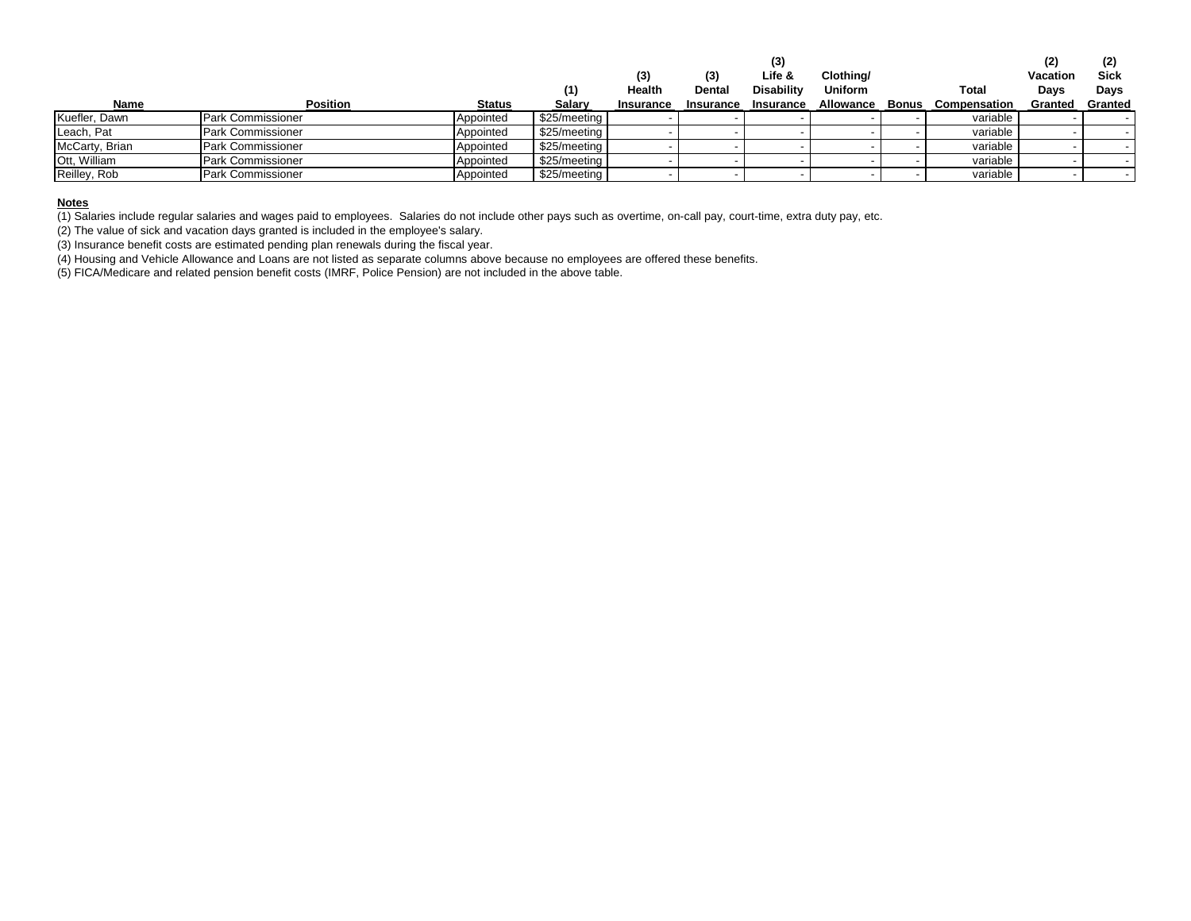| Name | Position | Status | (1) Salary | (3) Health Insurance | (3) Dental Insurance | (3) Life & Disability Insurance | Clothing/ Uniform Allowance | Bonus | Total Compensation | (2) Vacation Days Granted | (2) Sick Days Granted |
|---|---|---|---|---|---|---|---|---|---|---|---|
| Kuefler, Dawn | Park Commissioner | Appointed | $25/meeting | - | - | - | - | - | variable | - | - |
| Leach, Pat | Park Commissioner | Appointed | $25/meeting | - | - | - | - | - | variable | - | - |
| McCarty, Brian | Park Commissioner | Appointed | $25/meeting | - | - | - | - | - | variable | - | - |
| Ott, William | Park Commissioner | Appointed | $25/meeting | - | - | - | - | - | variable | - | - |
| Reilley, Rob | Park Commissioner | Appointed | $25/meeting | - | - | - | - | - | variable | - | - |

**Notes**

(1) Salaries include regular salaries and wages paid to employees. Salaries do not include other pays such as overtime, on-call pay, court-time, extra duty pay, etc.
(2) The value of sick and vacation days granted is included in the employee's salary.
(3) Insurance benefit costs are estimated pending plan renewals during the fiscal year.
(4) Housing and Vehicle Allowance and Loans are not listed as separate columns above because no employees are offered these benefits.
(5) FICA/Medicare and related pension benefit costs (IMRF, Police Pension) are not included in the above table.